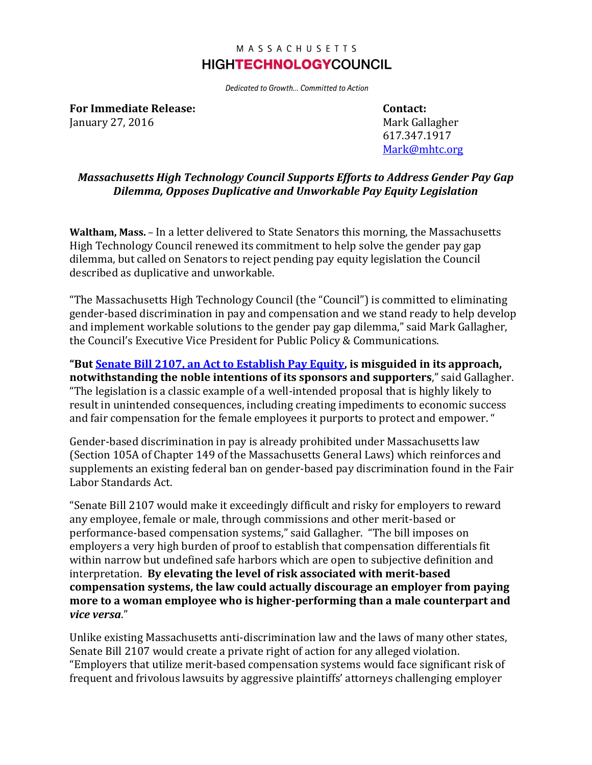MASSACHUSETTS
**HIGHTECHNOLOGYCOUNCIL**

*Dedicated to Growth… Committed to Action*

**For Immediate Release:**
January 27, 2016

**Contact:**
Mark Gallagher
617.347.1917
Mark@mhtc.org

### *Massachusetts High Technology Council Supports Efforts to Address Gender Pay Gap Dilemma, Opposes Duplicative and Unworkable Pay Equity Legislation*

**Waltham, Mass.** – In a letter delivered to State Senators this morning, the Massachusetts High Technology Council renewed its commitment to help solve the gender pay gap dilemma, but called on Senators to reject pending pay equity legislation the Council described as duplicative and unworkable.

"The Massachusetts High Technology Council (the "Council") is committed to eliminating gender-based discrimination in pay and compensation and we stand ready to help develop and implement workable solutions to the gender pay gap dilemma," said Mark Gallagher, the Council's Executive Vice President for Public Policy & Communications.

**"But Senate Bill 2107, an Act to Establish Pay Equity, is misguided in its approach, notwithstanding the noble intentions of its sponsors and supporters**," said Gallagher. "The legislation is a classic example of a well-intended proposal that is highly likely to result in unintended consequences, including creating impediments to economic success and fair compensation for the female employees it purports to protect and empower. "

Gender-based discrimination in pay is already prohibited under Massachusetts law (Section 105A of Chapter 149 of the Massachusetts General Laws) which reinforces and supplements an existing federal ban on gender-based pay discrimination found in the Fair Labor Standards Act.

"Senate Bill 2107 would make it exceedingly difficult and risky for employers to reward any employee, female or male, through commissions and other merit-based or performance-based compensation systems," said Gallagher. "The bill imposes on employers a very high burden of proof to establish that compensation differentials fit within narrow but undefined safe harbors which are open to subjective definition and interpretation. **By elevating the level of risk associated with merit-based compensation systems, the law could actually discourage an employer from paying more to a woman employee who is higher-performing than a male counterpart and *vice versa*.**"

Unlike existing Massachusetts anti-discrimination law and the laws of many other states, Senate Bill 2107 would create a private right of action for any alleged violation. "Employers that utilize merit-based compensation systems would face significant risk of frequent and frivolous lawsuits by aggressive plaintiffs' attorneys challenging employer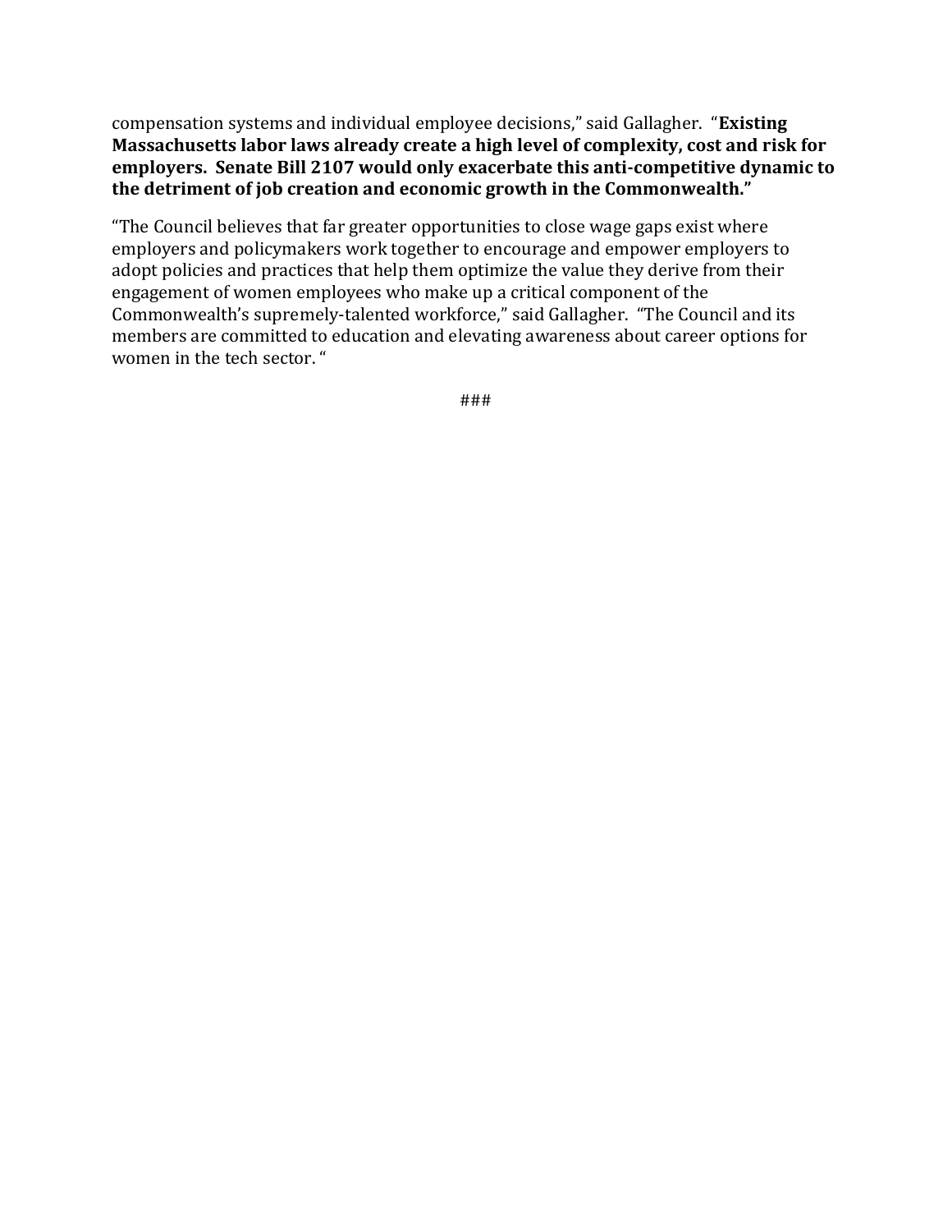compensation systems and individual employee decisions," said Gallagher. "**Existing Massachusetts labor laws already create a high level of complexity, cost and risk for employers. Senate Bill 2107 would only exacerbate this anti-competitive dynamic to the detriment of job creation and economic growth in the Commonwealth."**

"The Council believes that far greater opportunities to close wage gaps exist where employers and policymakers work together to encourage and empower employers to adopt policies and practices that help them optimize the value they derive from their engagement of women employees who make up a critical component of the Commonwealth's supremely-talented workforce," said Gallagher. "The Council and its members are committed to education and elevating awareness about career options for women in the tech sector. "

###